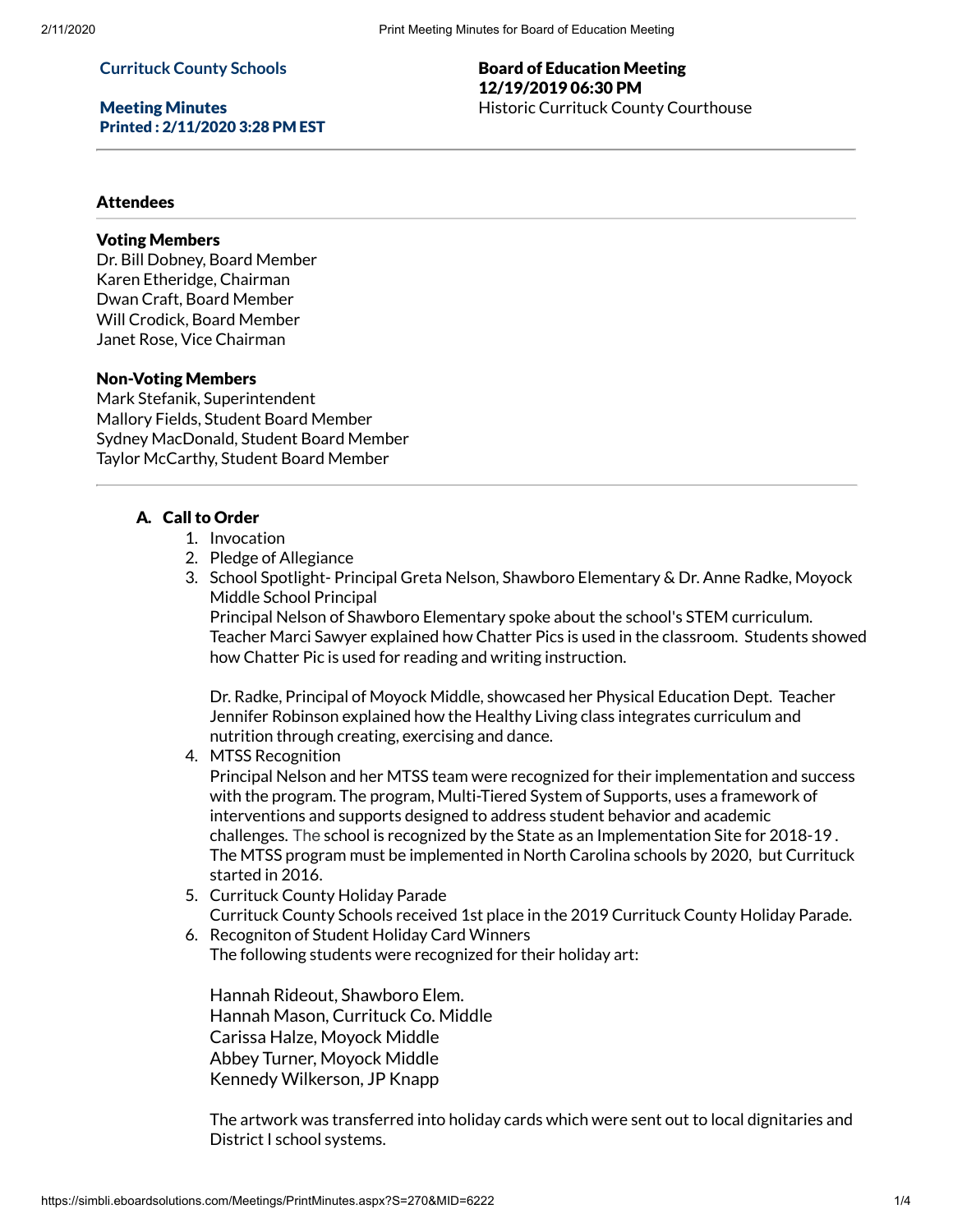**Currituck County Schools**

**Meeting Minutes**
**Printed : 2/11/2020 3:28 PM EST**

**Board of Education Meeting**
**12/19/2019 06:30 PM**
Historic Currituck County Courthouse

---

### Attendees

#### Voting Members

Dr. Bill Dobney, Board Member
Karen Etheridge, Chairman
Dwan Craft, Board Member
Will Crodick, Board Member
Janet Rose, Vice Chairman

#### Non-Voting Members

Mark Stefanik, Superintendent
Mallory Fields, Student Board Member
Sydney MacDonald, Student Board Member
Taylor McCarthy, Student Board Member

---

### A. Call to Order

1. Invocation
2. Pledge of Allegiance
3. School Spotlight- Principal Greta Nelson, Shawboro Elementary & Dr. Anne Radke, Moyock Middle School Principal
   Principal Nelson of Shawboro Elementary spoke about the school's STEM curriculum. Teacher Marci Sawyer explained how Chatter Pics is used in the classroom. Students showed how Chatter Pic is used for reading and writing instruction.

   Dr. Radke, Principal of Moyock Middle, showcased her Physical Education Dept. Teacher Jennifer Robinson explained how the Healthy Living class integrates curriculum and nutrition through creating, exercising and dance.
4. MTSS Recognition
   Principal Nelson and her MTSS team were recognized for their implementation and success with the program. The program, Multi-Tiered System of Supports, uses a framework of interventions and supports designed to address student behavior and academic challenges. The school is recognized by the State as an Implementation Site for 2018-19 . The MTSS program must be implemented in North Carolina schools by 2020, but Currituck started in 2016.
5. Currituck County Holiday Parade
   Currituck County Schools received 1st place in the 2019 Currituck County Holiday Parade.
6. Recogniton of Student Holiday Card Winners
   The following students were recognized for their holiday art:

   Hannah Rideout, Shawboro Elem.
   Hannah Mason, Currituck Co. Middle
   Carissa Halze, Moyock Middle
   Abbey Turner, Moyock Middle
   Kennedy Wilkerson, JP Knapp

   The artwork was transferred into holiday cards which were sent out to local dignitaries and District I school systems.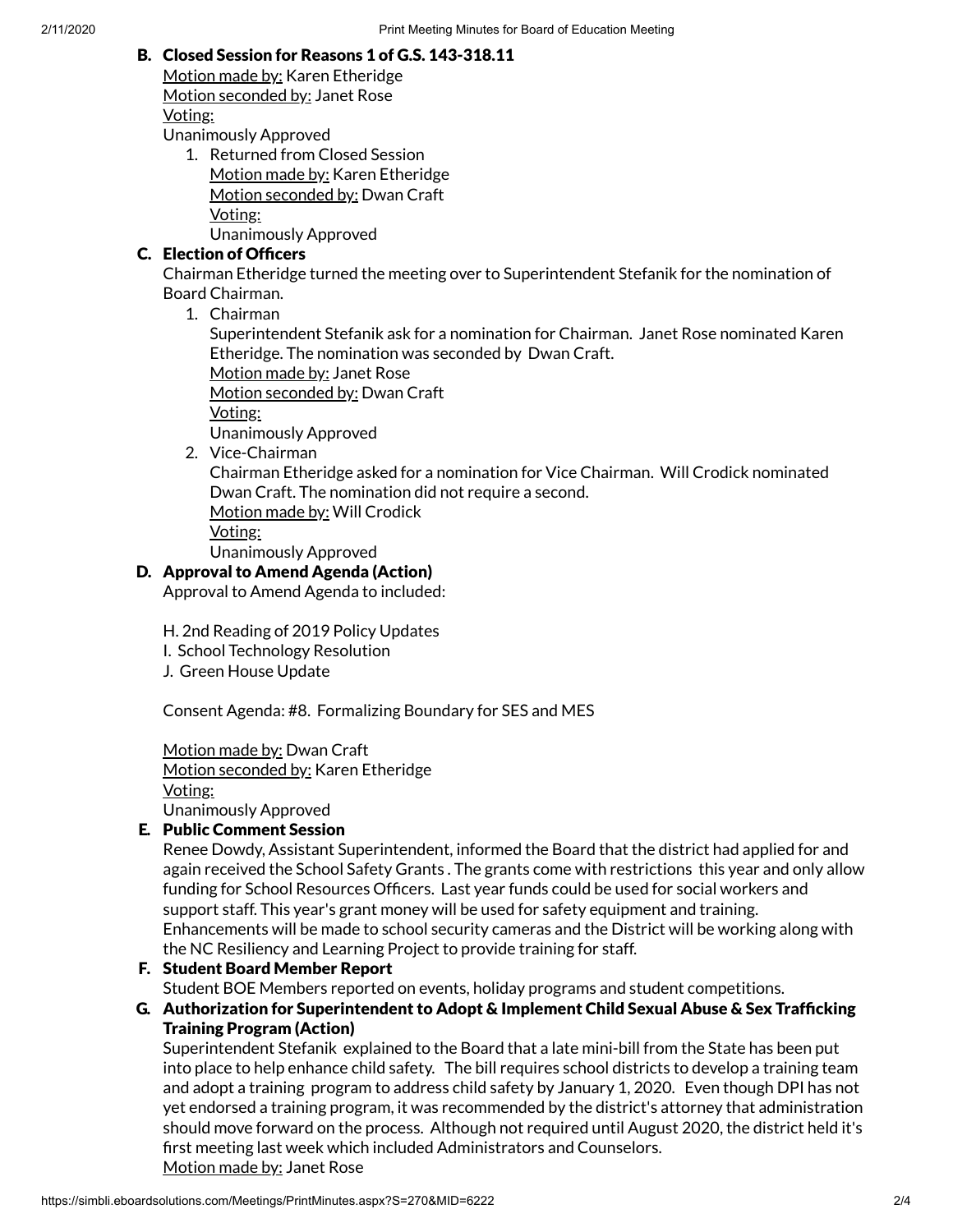B. **Closed Session for Reasons 1 of G.S. 143-318.11**

Motion made by: Karen Etheridge
Motion seconded by: Janet Rose
Voting:
Unanimously Approved

1. Returned from Closed Session
   Motion made by: Karen Etheridge
   Motion seconded by: Dwan Craft
   Voting:
   Unanimously Approved

C. **Election of Officers**

Chairman Etheridge turned the meeting over to Superintendent Stefanik for the nomination of Board Chairman.

1. Chairman
   Superintendent Stefanik ask for a nomination for Chairman. Janet Rose nominated Karen Etheridge. The nomination was seconded by Dwan Craft.
   Motion made by: Janet Rose
   Motion seconded by: Dwan Craft
   Voting:
   Unanimously Approved
2. Vice-Chairman
   Chairman Etheridge asked for a nomination for Vice Chairman. Will Crodick nominated Dwan Craft. The nomination did not require a second.
   Motion made by: Will Crodick
   Voting:
   Unanimously Approved

D. **Approval to Amend Agenda (Action)**

Approval to Amend Agenda to included:

H. 2nd Reading of 2019 Policy Updates
I. School Technology Resolution
J. Green House Update

Consent Agenda: #8. Formalizing Boundary for SES and MES

Motion made by: Dwan Craft
Motion seconded by: Karen Etheridge
Voting:
Unanimously Approved

E. **Public Comment Session**

Renee Dowdy, Assistant Superintendent, informed the Board that the district had applied for and again received the School Safety Grants . The grants come with restrictions this year and only allow funding for School Resources Officers. Last year funds could be used for social workers and support staff. This year's grant money will be used for safety equipment and training. Enhancements will be made to school security cameras and the District will be working along with the NC Resiliency and Learning Project to provide training for staff.

F. **Student Board Member Report**

Student BOE Members reported on events, holiday programs and student competitions.

G. **Authorization for Superintendent to Adopt & Implement Child Sexual Abuse & Sex Trafficking Training Program (Action)**

Superintendent Stefanik explained to the Board that a late mini-bill from the State has been put into place to help enhance child safety. The bill requires school districts to develop a training team and adopt a training program to address child safety by January 1, 2020. Even though DPI has not yet endorsed a training program, it was recommended by the district's attorney that administration should move forward on the process. Although not required until August 2020, the district held it's first meeting last week which included Administrators and Counselors.
Motion made by: Janet Rose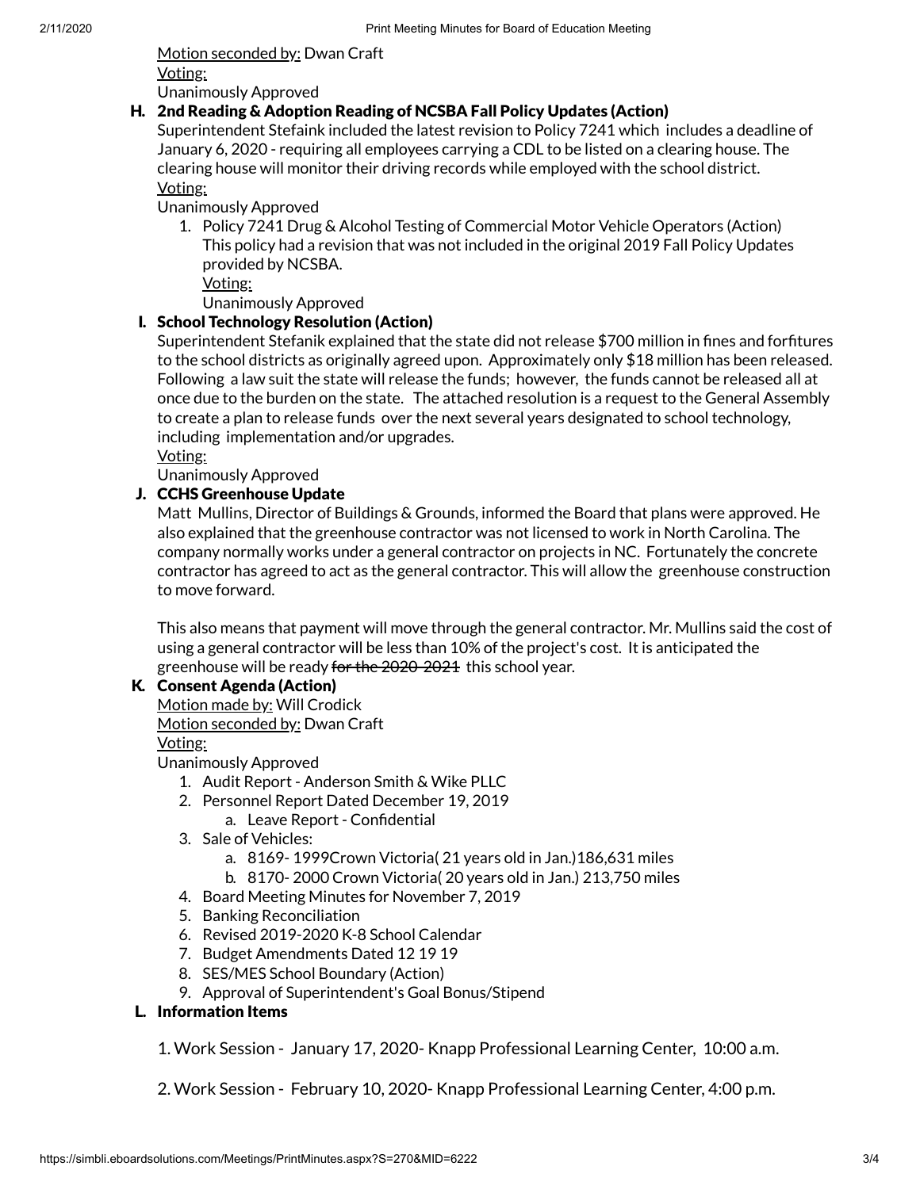Motion seconded by: Dwan Craft
Voting:
Unanimously Approved

### H. 2nd Reading & Adoption Reading of NCSBA Fall Policy Updates (Action)

Superintendent Stefaink included the latest revision to Policy 7241 which includes a deadline of January 6, 2020 - requiring all employees carrying a CDL to be listed on a clearing house. The clearing house will monitor their driving records while employed with the school district.
Voting:
Unanimously Approved

1. Policy 7241 Drug & Alcohol Testing of Commercial Motor Vehicle Operators (Action)
   This policy had a revision that was not included in the original 2019 Fall Policy Updates provided by NCSBA.
   Voting:
   Unanimously Approved

### I. School Technology Resolution (Action)

Superintendent Stefanik explained that the state did not release $700 million in fines and forfitures to the school districts as originally agreed upon. Approximately only $18 million has been released. Following a law suit the state will release the funds; however, the funds cannot be released all at once due to the burden on the state. The attached resolution is a request to the General Assembly to create a plan to release funds over the next several years designated to school technology, including implementation and/or upgrades.
Voting:
Unanimously Approved

### J. CCHS Greenhouse Update

Matt Mullins, Director of Buildings & Grounds, informed the Board that plans were approved. He also explained that the greenhouse contractor was not licensed to work in North Carolina. The company normally works under a general contractor on projects in NC. Fortunately the concrete contractor has agreed to act as the general contractor. This will allow the greenhouse construction to move forward.

This also means that payment will move through the general contractor. Mr. Mullins said the cost of using a general contractor will be less than 10% of the project's cost. It is anticipated the greenhouse will be ready ~~for the 2020-2021~~ this school year.

### K. Consent Agenda (Action)

Motion made by: Will Crodick
Motion seconded by: Dwan Craft
Voting:
Unanimously Approved

1. Audit Report - Anderson Smith & Wike PLLC
2. Personnel Report Dated December 19, 2019
   a. Leave Report - Confidential
3. Sale of Vehicles:
   a. 8169- 1999Crown Victoria( 21 years old in Jan.)186,631 miles
   b. 8170- 2000 Crown Victoria( 20 years old in Jan.) 213,750 miles
4. Board Meeting Minutes for November 7, 2019
5. Banking Reconciliation
6. Revised 2019-2020 K-8 School Calendar
7. Budget Amendments Dated 12 19 19
8. SES/MES School Boundary (Action)
9. Approval of Superintendent's Goal Bonus/Stipend

### L. Information Items

1. Work Session - January 17, 2020- Knapp Professional Learning Center, 10:00 a.m.

2. Work Session - February 10, 2020- Knapp Professional Learning Center, 4:00 p.m.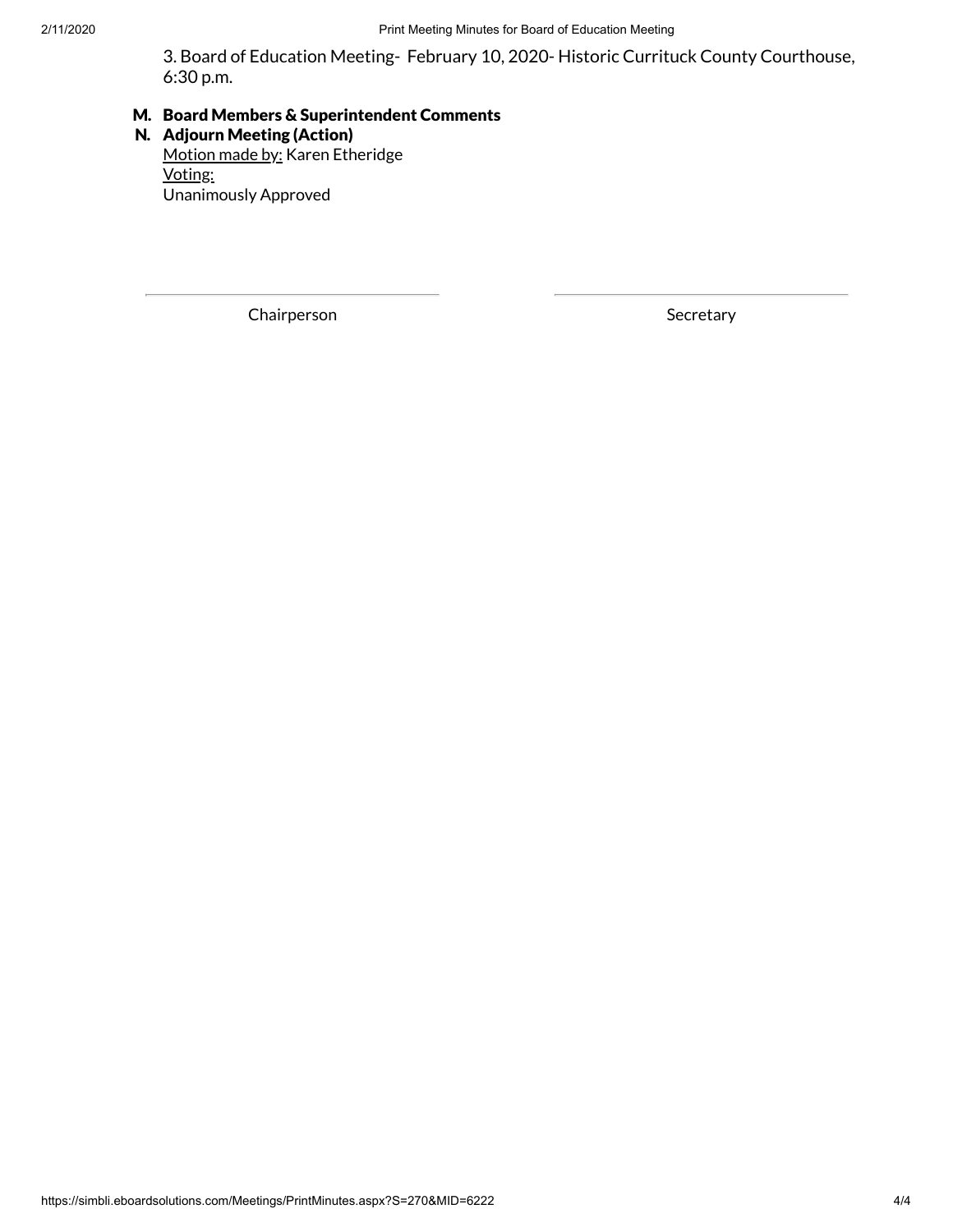3. Board of Education Meeting- February 10, 2020- Historic Currituck County Courthouse, 6:30 p.m.

### M. Board Members & Superintendent Comments

### N. Adjourn Meeting (Action)

Motion made by: Karen Etheridge
Voting:
Unanimously Approved

| | |
|---|---|
| Chairperson | Secretary |